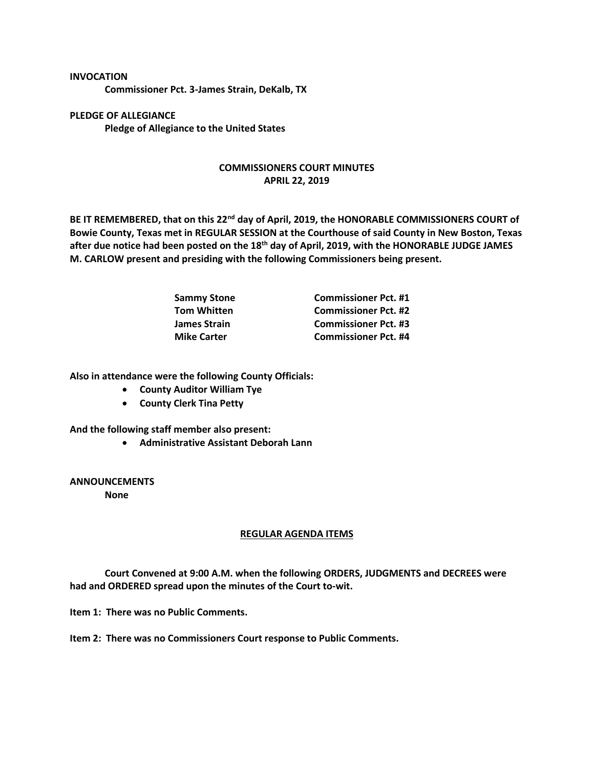**INVOCATION**

**Commissioner Pct. 3-James Strain, DeKalb, TX**

**PLEDGE OF ALLEGIANCE**

**Pledge of Allegiance to the United States**

## COMMISSIONERS COURT MINUTES
## APRIL 22, 2019

**BE IT REMEMBERED, that on this 22nd day of April, 2019, the HONORABLE COMMISSIONERS COURT of Bowie County, Texas met in REGULAR SESSION at the Courthouse of said County in New Boston, Texas after due notice had been posted on the 18th day of April, 2019, with the HONORABLE JUDGE JAMES M. CARLOW present and presiding with the following Commissioners being present.**

| | |
|---|---|
| **Sammy Stone** | **Commissioner Pct. #1** |
| **Tom Whitten** | **Commissioner Pct. #2** |
| **James Strain** | **Commissioner Pct. #3** |
| **Mike Carter** | **Commissioner Pct. #4** |

**Also in attendance were the following County Officials:**

- **County Auditor William Tye**
- **County Clerk Tina Petty**

**And the following staff member also present:**

- **Administrative Assistant Deborah Lann**

**ANNOUNCEMENTS**

**None**

**REGULAR AGENDA ITEMS**

**Court Convened at 9:00 A.M. when the following ORDERS, JUDGMENTS and DECREES were had and ORDERED spread upon the minutes of the Court to-wit.**

**Item 1: There was no Public Comments.**

**Item 2: There was no Commissioners Court response to Public Comments.**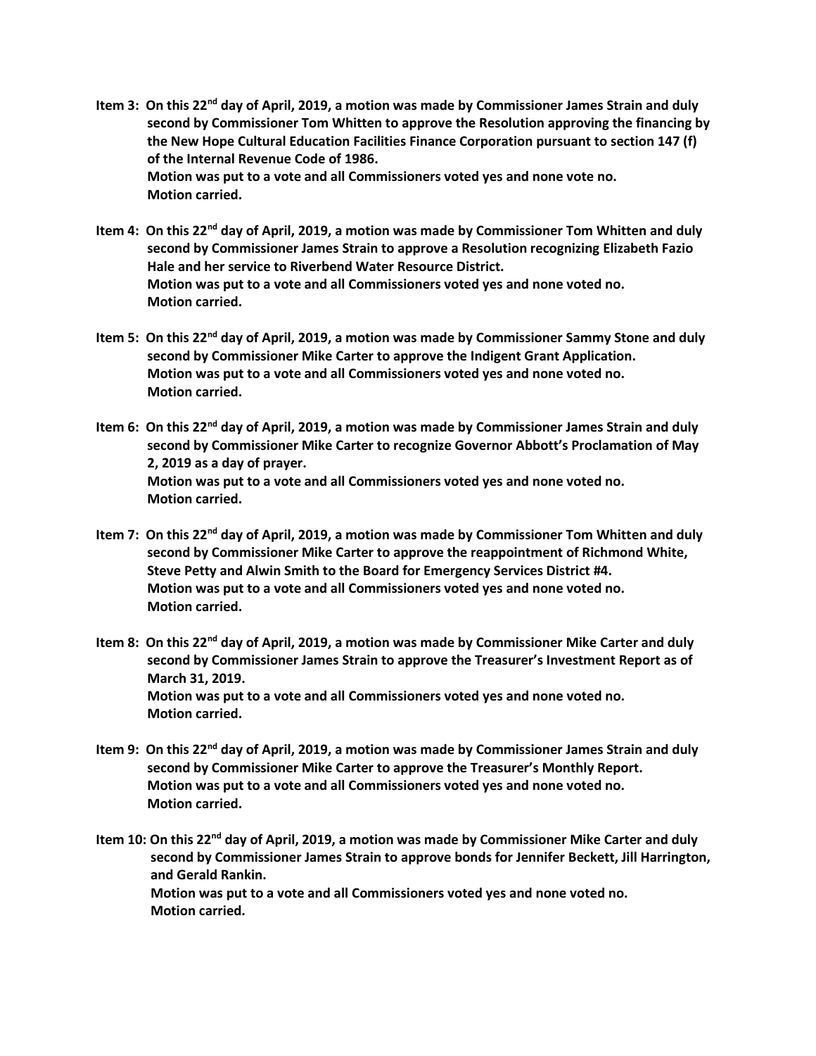**Item 3: On this 22nd day of April, 2019, a motion was made by Commissioner James Strain and duly second by Commissioner Tom Whitten to approve the Resolution approving the financing by the New Hope Cultural Education Facilities Finance Corporation pursuant to section 147 (f) of the Internal Revenue Code of 1986.**
**Motion was put to a vote and all Commissioners voted yes and none vote no.**
**Motion carried.**

**Item 4: On this 22nd day of April, 2019, a motion was made by Commissioner Tom Whitten and duly second by Commissioner James Strain to approve a Resolution recognizing Elizabeth Fazio Hale and her service to Riverbend Water Resource District.**
**Motion was put to a vote and all Commissioners voted yes and none voted no.**
**Motion carried.**

**Item 5: On this 22nd day of April, 2019, a motion was made by Commissioner Sammy Stone and duly second by Commissioner Mike Carter to approve the Indigent Grant Application.**
**Motion was put to a vote and all Commissioners voted yes and none voted no.**
**Motion carried.**

**Item 6: On this 22nd day of April, 2019, a motion was made by Commissioner James Strain and duly second by Commissioner Mike Carter to recognize Governor Abbott's Proclamation of May 2, 2019 as a day of prayer.**
**Motion was put to a vote and all Commissioners voted yes and none voted no.**
**Motion carried.**

**Item 7: On this 22nd day of April, 2019, a motion was made by Commissioner Tom Whitten and duly second by Commissioner Mike Carter to approve the reappointment of Richmond White, Steve Petty and Alwin Smith to the Board for Emergency Services District #4.**
**Motion was put to a vote and all Commissioners voted yes and none voted no.**
**Motion carried.**

**Item 8: On this 22nd day of April, 2019, a motion was made by Commissioner Mike Carter and duly second by Commissioner James Strain to approve the Treasurer's Investment Report as of March 31, 2019.**
**Motion was put to a vote and all Commissioners voted yes and none voted no.**
**Motion carried.**

**Item 9: On this 22nd day of April, 2019, a motion was made by Commissioner James Strain and duly second by Commissioner Mike Carter to approve the Treasurer's Monthly Report.**
**Motion was put to a vote and all Commissioners voted yes and none voted no.**
**Motion carried.**

**Item 10: On this 22nd day of April, 2019, a motion was made by Commissioner Mike Carter and duly second by Commissioner James Strain to approve bonds for Jennifer Beckett, Jill Harrington, and Gerald Rankin.**
**Motion was put to a vote and all Commissioners voted yes and none voted no.**
**Motion carried.**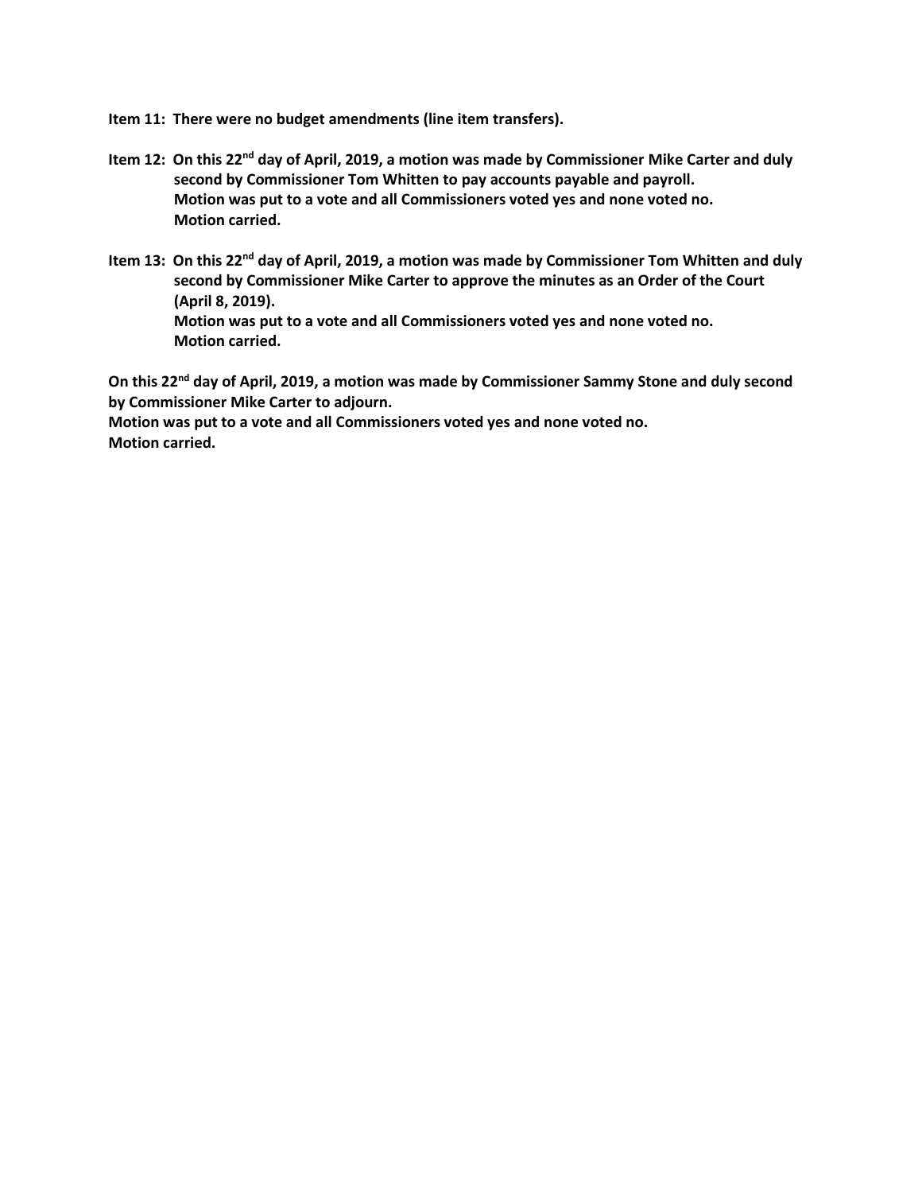**Item 11: There were no budget amendments (line item transfers).**

**Item 12: On this 22nd day of April, 2019, a motion was made by Commissioner Mike Carter and duly second by Commissioner Tom Whitten to pay accounts payable and payroll.**
**Motion was put to a vote and all Commissioners voted yes and none voted no.**
**Motion carried.**

**Item 13: On this 22nd day of April, 2019, a motion was made by Commissioner Tom Whitten and duly second by Commissioner Mike Carter to approve the minutes as an Order of the Court (April 8, 2019).**
**Motion was put to a vote and all Commissioners voted yes and none voted no.**
**Motion carried.**

**On this 22nd day of April, 2019, a motion was made by Commissioner Sammy Stone and duly second by Commissioner Mike Carter to adjourn.**
**Motion was put to a vote and all Commissioners voted yes and none voted no.**
**Motion carried.**